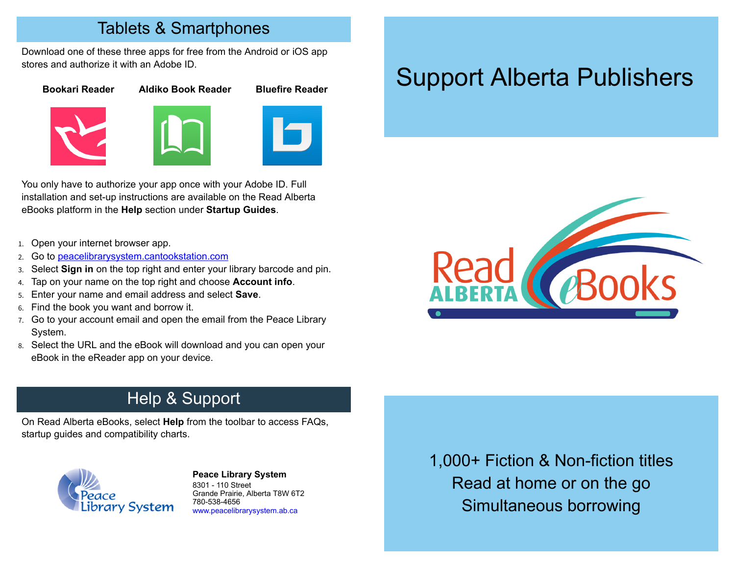## Tables & Smartphones

Download one of these three apps for free from the Android or iOS app stores and authorize it with an Adobe ID.

**Bookari Reader** **Aldiko Book Reader** **Bluefire Reader**

You only have to authorize your app once with your Adobe ID. Full installation and set-up instructions are available on the Read Alberta eBooks platform in the **Help** section under **Startup Guides**.

1. Open your internet browser app.
2. Go to [peacelibrarysystem.cantookstation.com](peacelibrarysystem.cantookstation.com)
3. Select **Sign in** on the top right and enter your library barcode and pin.
4. Tap on your name on the top right and choose **Account info**.
5. Enter your name and email address and select **Save**.
6. Find the book you want and borrow it.
7. Go to your account email and open the email from the Peace Library System.
8. Select the URL and the eBook will download and you can open your eBook in the eReader app on your device.

## Help & Support

On Read Alberta eBooks, select **Help** from the toolbar to access FAQs, startup guides and compatibility charts.

Peace Library System

**Peace Library System**
8301 - 110 Street
Grande Prairie, Alberta T8W 6T2
780-538-4656
www.peacelibrarysystem.ab.ca

# Support Alberta Publishers

Read ALBERTA eBooks

1,000+ Fiction & Non-fiction titles
Read at home or on the go
Simultaneous borrowing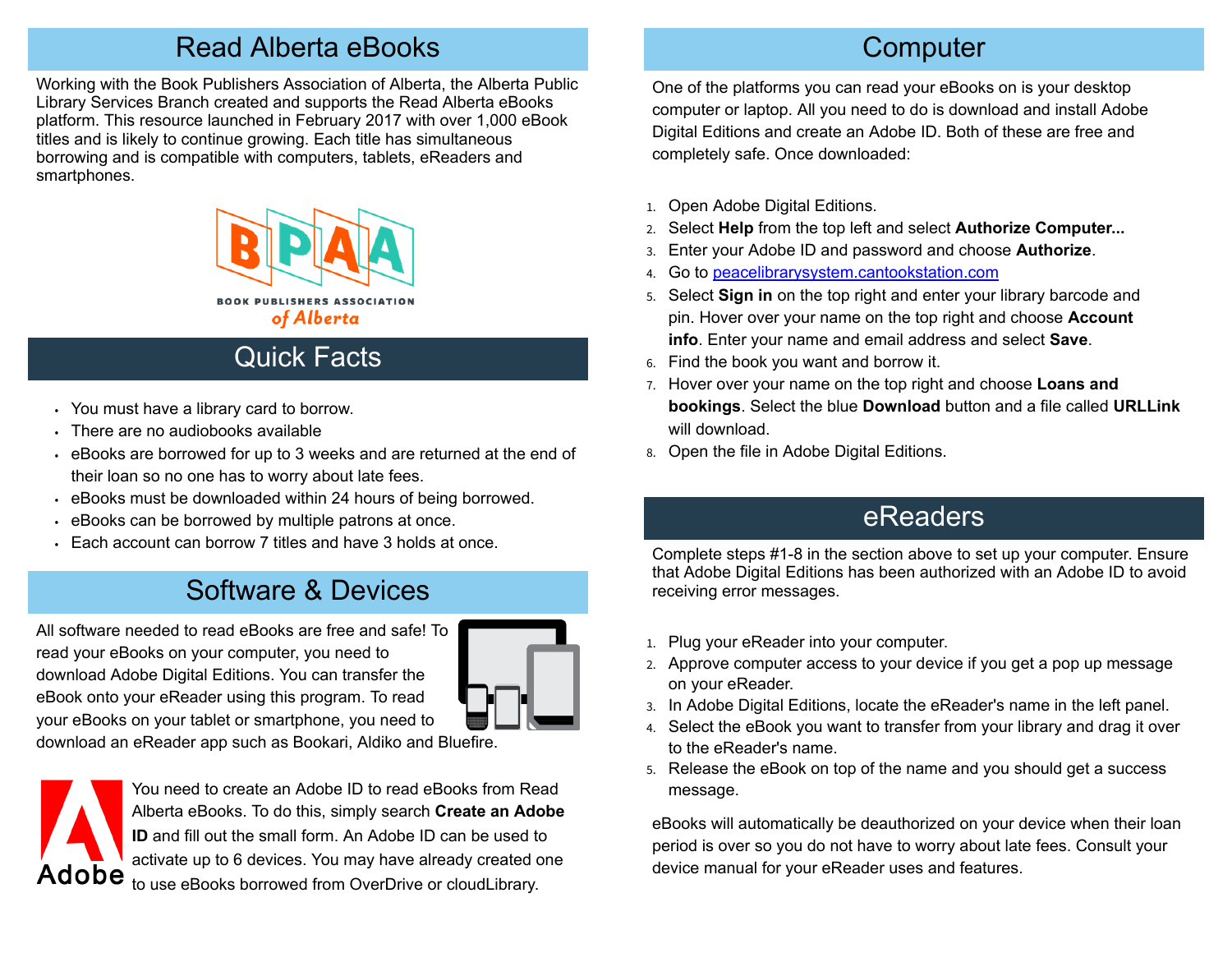# Read Alberta eBooks

Working with the Book Publishers Association of Alberta, the Alberta Public Library Services Branch created and supports the Read Alberta eBooks platform. This resource launched in February 2017 with over 1,000 eBook titles and is likely to continue growing. Each title has simultaneous borrowing and is compatible with computers, tablets, eReaders and smartphones.

BOOK PUBLISHERS ASSOCIATION of Alberta

## Quick Facts

- You must have a library card to borrow.
- There are no audiobooks available
- eBooks are borrowed for up to 3 weeks and are returned at the end of their loan so no one has to worry about late fees.
- eBooks must be downloaded within 24 hours of being borrowed.
- eBooks can be borrowed by multiple patrons at once.
- Each account can borrow 7 titles and have 3 holds at once.

## Software & Devices

All software needed to read eBooks are free and safe! To read your eBooks on your computer, you need to download Adobe Digital Editions. You can transfer the eBook onto your eReader using this program. To read your eBooks on your tablet or smartphone, you need to download an eReader app such as Bookari, Aldiko and Bluefire.

You need to create an Adobe ID to read eBooks from Read Alberta eBooks. To do this, simply search **Create an Adobe ID** and fill out the small form. An Adobe ID can be used to activate up to 6 devices. You may have already created one to use eBooks borrowed from OverDrive or cloudLibrary.

## Computer

One of the platforms you can read your eBooks on is your desktop computer or laptop. All you need to do is download and install Adobe Digital Editions and create an Adobe ID. Both of these are free and completely safe. Once downloaded:

1. Open Adobe Digital Editions.
2. Select **Help** from the top left and select **Authorize Computer...**
3. Enter your Adobe ID and password and choose **Authorize**.
4. Go to peacelibrarysystem.cantookstation.com
5. Select **Sign in** on the top right and enter your library barcode and pin. Hover over your name on the top right and choose **Account info**. Enter your name and email address and select **Save**.
6. Find the book you want and borrow it.
7. Hover over your name on the top right and choose **Loans and bookings**. Select the blue **Download** button and a file called **URLLink** will download.
8. Open the file in Adobe Digital Editions.

## eReaders

Complete steps #1-8 in the section above to set up your computer. Ensure that Adobe Digital Editions has been authorized with an Adobe ID to avoid receiving error messages.

1. Plug your eReader into your computer.
2. Approve computer access to your device if you get a pop up message on your eReader.
3. In Adobe Digital Editions, locate the eReader's name in the left panel.
4. Select the eBook you want to transfer from your library and drag it over to the eReader's name.
5. Release the eBook on top of the name and you should get a success message.

eBooks will automatically be deauthorized on your device when their loan period is over so you do not have to worry about late fees. Consult your device manual for your eReader uses and features.